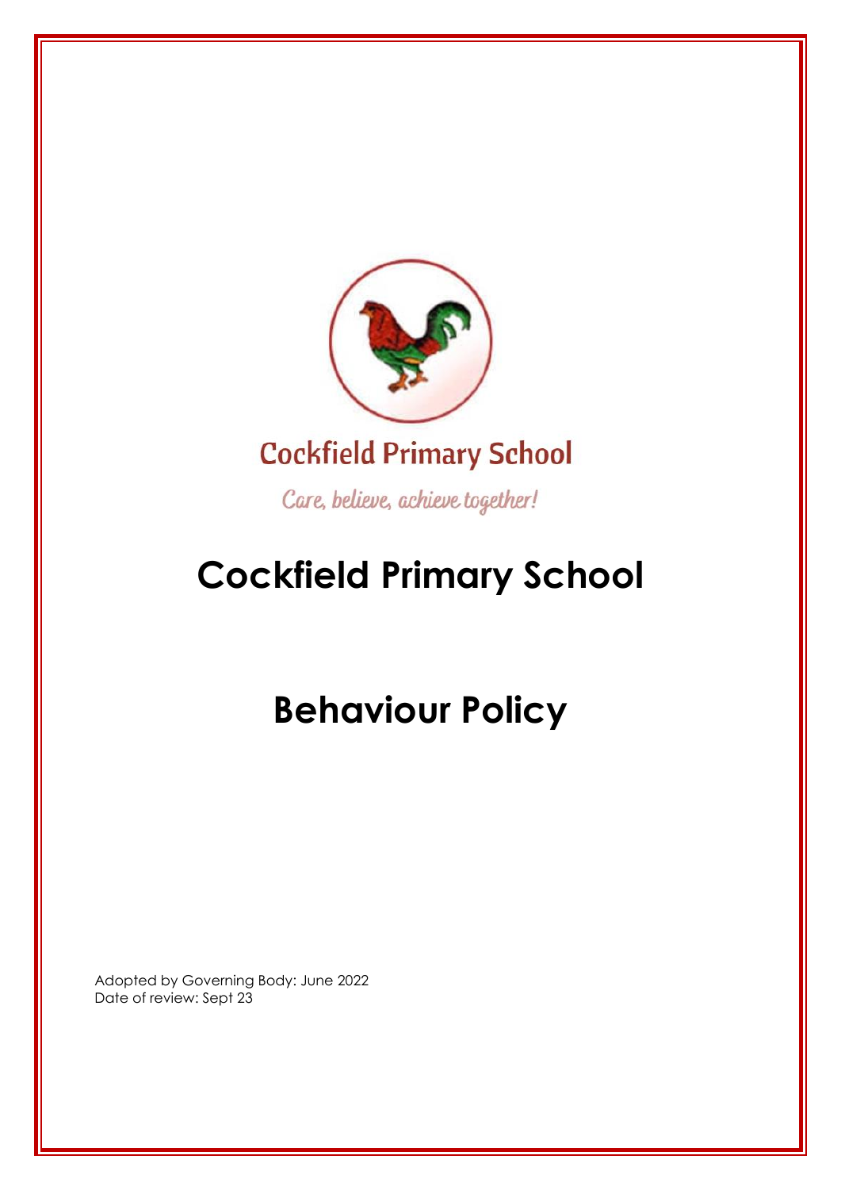Cockfield Primary School

*Care, believe, achieve together!*

# Cockfield Primary School

# Behaviour Policy

Adopted by Governing Body: June 2022
Date of review: Sept 23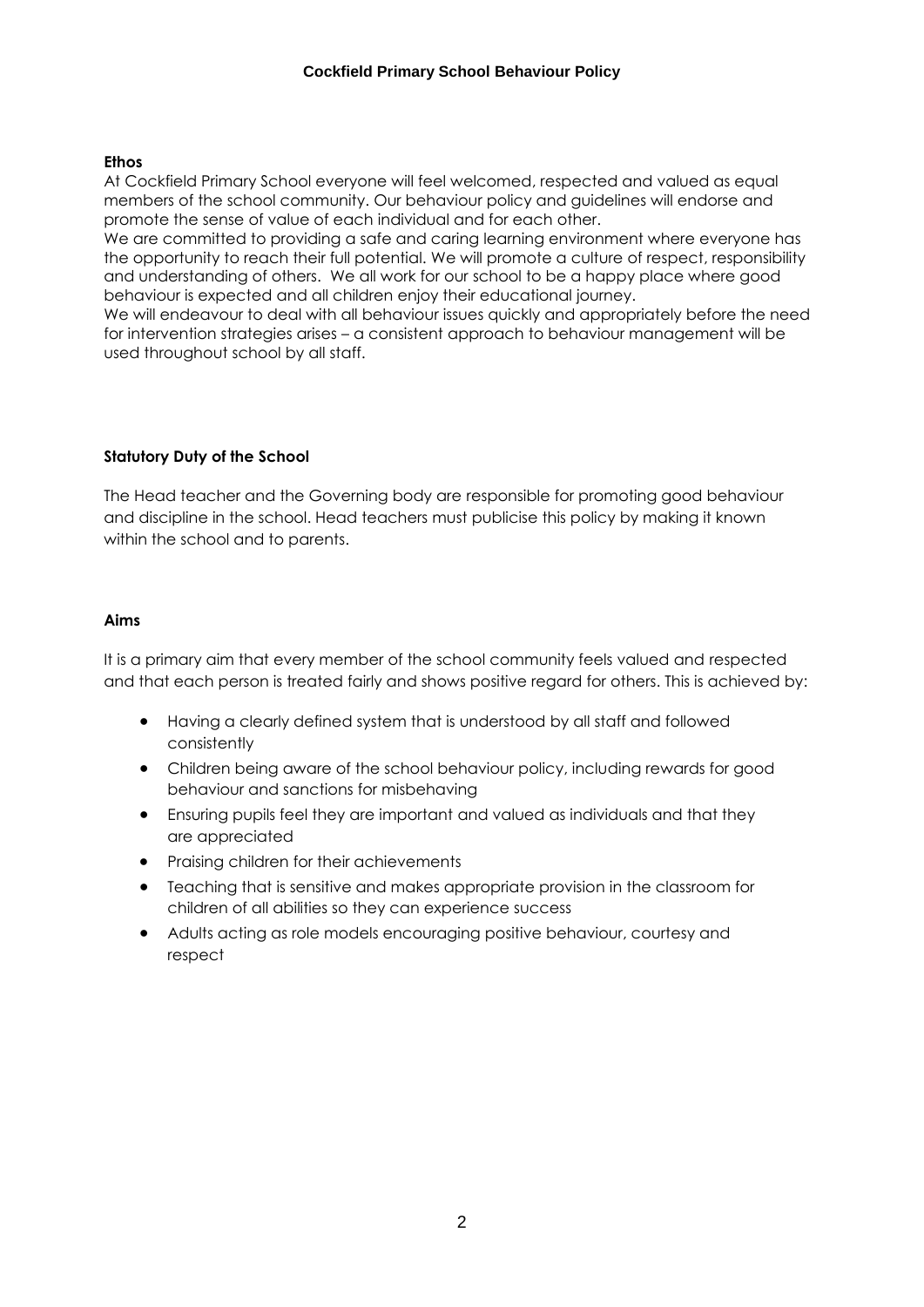## Cockfield Primary School Behaviour Policy

**Ethos**

At Cockfield Primary School everyone will feel welcomed, respected and valued as equal members of the school community. Our behaviour policy and guidelines will endorse and promote the sense of value of each individual and for each other.

We are committed to providing a safe and caring learning environment where everyone has the opportunity to reach their full potential. We will promote a culture of respect, responsibility and understanding of others. We all work for our school to be a happy place where good behaviour is expected and all children enjoy their educational journey.

We will endeavour to deal with all behaviour issues quickly and appropriately before the need for intervention strategies arises – a consistent approach to behaviour management will be used throughout school by all staff.

**Statutory Duty of the School**

The Head teacher and the Governing body are responsible for promoting good behaviour and discipline in the school. Head teachers must publicise this policy by making it known within the school and to parents.

**Aims**

It is a primary aim that every member of the school community feels valued and respected and that each person is treated fairly and shows positive regard for others. This is achieved by:

- Having a clearly defined system that is understood by all staff and followed consistently
- Children being aware of the school behaviour policy, including rewards for good behaviour and sanctions for misbehaving
- Ensuring pupils feel they are important and valued as individuals and that they are appreciated
- Praising children for their achievements
- Teaching that is sensitive and makes appropriate provision in the classroom for children of all abilities so they can experience success
- Adults acting as role models encouraging positive behaviour, courtesy and respect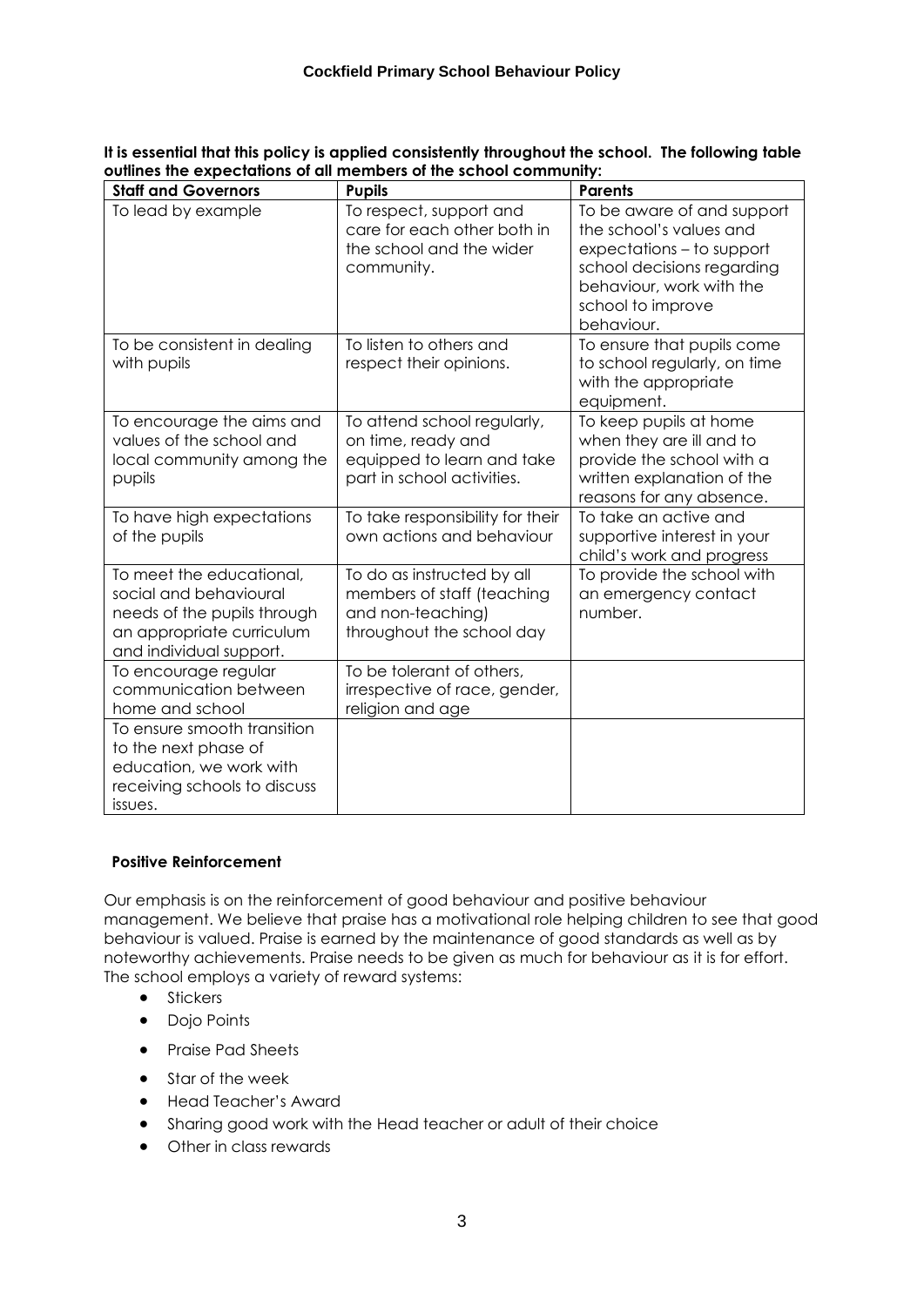**It is essential that this policy is applied consistently throughout the school. The following table outlines the expectations of all members of the school community:**

| Staff and Governors | Pupils | Parents |
|---|---|---|
| To lead by example | To respect, support and care for each other both in the school and the wider community. | To be aware of and support the school's values and expectations – to support school decisions regarding behaviour, work with the school to improve behaviour. |
| To be consistent in dealing with pupils | To listen to others and respect their opinions. | To ensure that pupils come to school regularly, on time with the appropriate equipment. |
| To encourage the aims and values of the school and local community among the pupils | To attend school regularly, on time, ready and equipped to learn and take part in school activities. | To keep pupils at home when they are ill and to provide the school with a written explanation of the reasons for any absence. |
| To have high expectations of the pupils | To take responsibility for their own actions and behaviour | To take an active and supportive interest in your child's work and progress |
| To meet the educational, social and behavioural needs of the pupils through an appropriate curriculum and individual support. | To do as instructed by all members of staff (teaching and non-teaching) throughout the school day | To provide the school with an emergency contact number. |
| To encourage regular communication between home and school | To be tolerant of others, irrespective of race, gender, religion and age | |
| To ensure smooth transition to the next phase of education, we work with receiving schools to discuss issues. | | |

**Positive Reinforcement**

Our emphasis is on the reinforcement of good behaviour and positive behaviour management. We believe that praise has a motivational role helping children to see that good behaviour is valued. Praise is earned by the maintenance of good standards as well as by noteworthy achievements. Praise needs to be given as much for behaviour as it is for effort. The school employs a variety of reward systems:

- Stickers
- Dojo Points
- Praise Pad Sheets
- Star of the week
- Head Teacher's Award
- Sharing good work with the Head teacher or adult of their choice
- Other in class rewards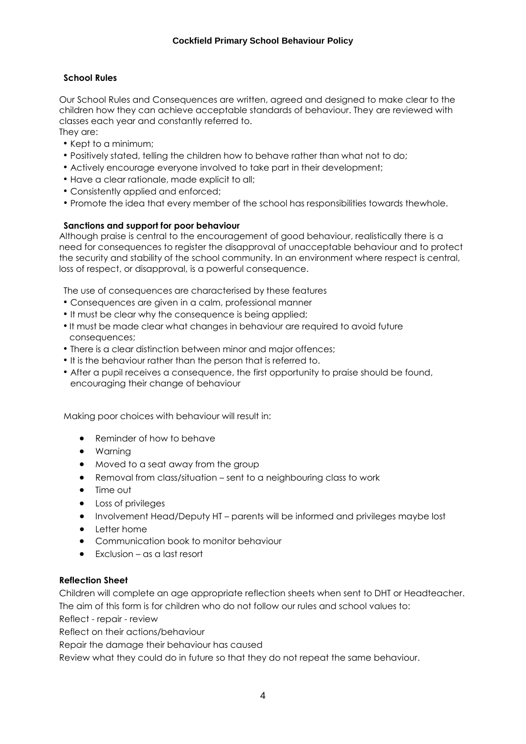## School Rules

Our School Rules and Consequences are written, agreed and designed to make clear to the children how they can achieve acceptable standards of behaviour. They are reviewed with classes each year and constantly referred to.
They are:

- Kept to a minimum;
- Positively stated, telling the children how to behave rather than what not to do;
- Actively encourage everyone involved to take part in their development;
- Have a clear rationale, made explicit to all;
- Consistently applied and enforced;
- Promote the idea that every member of the school has responsibilities towards thewhole.

## Sanctions and support for poor behaviour

Although praise is central to the encouragement of good behaviour, realistically there is a need for consequences to register the disapproval of unacceptable behaviour and to protect the security and stability of the school community. In an environment where respect is central, loss of respect, or disapproval, is a powerful consequence.

The use of consequences are characterised by these features

- Consequences are given in a calm, professional manner
- It must be clear why the consequence is being applied;
- It must be made clear what changes in behaviour are required to avoid future consequences;
- There is a clear distinction between minor and major offences;
- It is the behaviour rather than the person that is referred to.
- After a pupil receives a consequence, the first opportunity to praise should be found, encouraging their change of behaviour

Making poor choices with behaviour will result in:

- Reminder of how to behave
- Warning
- Moved to a seat away from the group
- Removal from class/situation – sent to a neighbouring class to work
- Time out
- Loss of privileges
- Involvement Head/Deputy HT – parents will be informed and privileges maybe lost
- Letter home
- Communication book to monitor behaviour
- Exclusion – as a last resort

## Reflection Sheet

Children will complete an age appropriate reflection sheets when sent to DHT or Headteacher.
The aim of this form is for children who do not follow our rules and school values to:

Reflect - repair - review

Reflect on their actions/behaviour

Repair the damage their behaviour has caused

Review what they could do in future so that they do not repeat the same behaviour.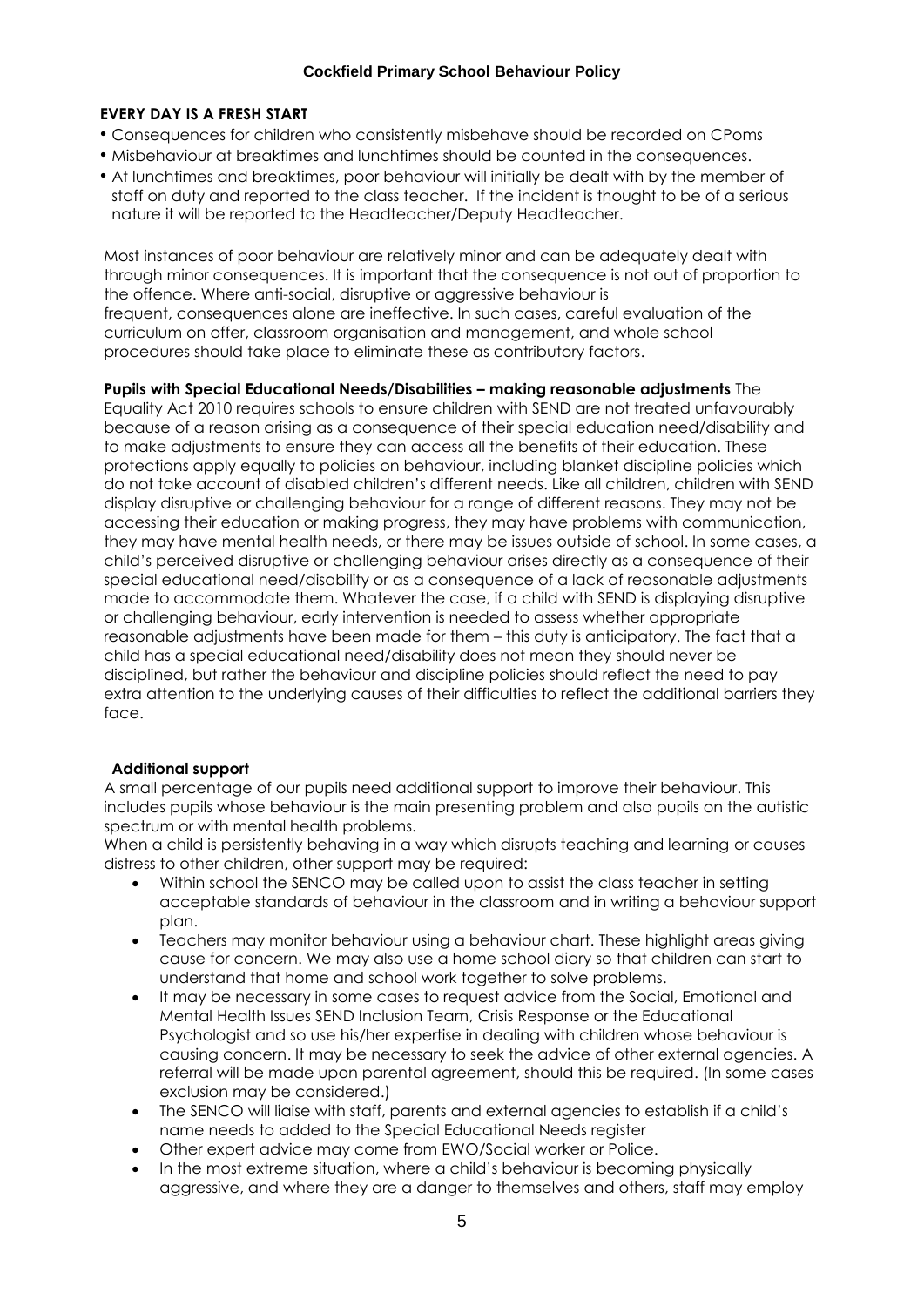**EVERY DAY IS A FRESH START**

- Consequences for children who consistently misbehave should be recorded on CPoms
- Misbehaviour at breaktimes and lunchtimes should be counted in the consequences.
- At lunchtimes and breaktimes, poor behaviour will initially be dealt with by the member of staff on duty and reported to the class teacher. If the incident is thought to be of a serious nature it will be reported to the Headteacher/Deputy Headteacher.

Most instances of poor behaviour are relatively minor and can be adequately dealt with through minor consequences. It is important that the consequence is not out of proportion to the offence. Where anti-social, disruptive or aggressive behaviour is frequent, consequences alone are ineffective. In such cases, careful evaluation of the curriculum on offer, classroom organisation and management, and whole school procedures should take place to eliminate these as contributory factors.

**Pupils with Special Educational Needs/Disabilities – making reasonable adjustments** The Equality Act 2010 requires schools to ensure children with SEND are not treated unfavourably because of a reason arising as a consequence of their special education need/disability and to make adjustments to ensure they can access all the benefits of their education. These protections apply equally to policies on behaviour, including blanket discipline policies which do not take account of disabled children's different needs. Like all children, children with SEND display disruptive or challenging behaviour for a range of different reasons. They may not be accessing their education or making progress, they may have problems with communication, they may have mental health needs, or there may be issues outside of school. In some cases, a child's perceived disruptive or challenging behaviour arises directly as a consequence of their special educational need/disability or as a consequence of a lack of reasonable adjustments made to accommodate them. Whatever the case, if a child with SEND is displaying disruptive or challenging behaviour, early intervention is needed to assess whether appropriate reasonable adjustments have been made for them – this duty is anticipatory. The fact that a child has a special educational need/disability does not mean they should never be disciplined, but rather the behaviour and discipline policies should reflect the need to pay extra attention to the underlying causes of their difficulties to reflect the additional barriers they face.

**Additional support**

A small percentage of our pupils need additional support to improve their behaviour. This includes pupils whose behaviour is the main presenting problem and also pupils on the autistic spectrum or with mental health problems.

When a child is persistently behaving in a way which disrupts teaching and learning or causes distress to other children, other support may be required:

- Within school the SENCO may be called upon to assist the class teacher in setting acceptable standards of behaviour in the classroom and in writing a behaviour support plan.
- Teachers may monitor behaviour using a behaviour chart. These highlight areas giving cause for concern. We may also use a home school diary so that children can start to understand that home and school work together to solve problems.
- It may be necessary in some cases to request advice from the Social, Emotional and Mental Health Issues SEND Inclusion Team, Crisis Response or the Educational Psychologist and so use his/her expertise in dealing with children whose behaviour is causing concern. It may be necessary to seek the advice of other external agencies. A referral will be made upon parental agreement, should this be required. (In some cases exclusion may be considered.)
- The SENCO will liaise with staff, parents and external agencies to establish if a child's name needs to added to the Special Educational Needs register
- Other expert advice may come from EWO/Social worker or Police.
- In the most extreme situation, where a child's behaviour is becoming physically aggressive, and where they are a danger to themselves and others, staff may employ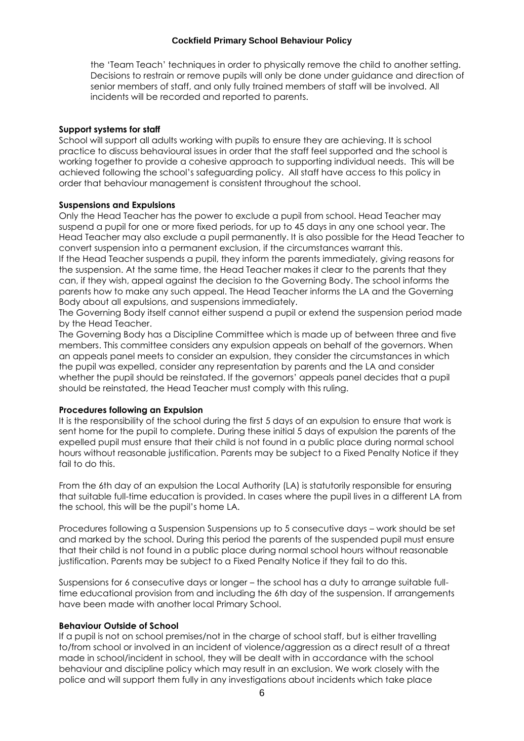the 'Team Teach' techniques in order to physically remove the child to another setting. Decisions to restrain or remove pupils will only be done under guidance and direction of senior members of staff, and only fully trained members of staff will be involved. All incidents will be recorded and reported to parents.

**Support systems for staff**

School will support all adults working with pupils to ensure they are achieving. It is school practice to discuss behavioural issues in order that the staff feel supported and the school is working together to provide a cohesive approach to supporting individual needs. This will be achieved following the school's safeguarding policy. All staff have access to this policy in order that behaviour management is consistent throughout the school.

**Suspensions and Expulsions**

Only the Head Teacher has the power to exclude a pupil from school. Head Teacher may suspend a pupil for one or more fixed periods, for up to 45 days in any one school year. The Head Teacher may also exclude a pupil permanently. It is also possible for the Head Teacher to convert suspension into a permanent exclusion, if the circumstances warrant this.

If the Head Teacher suspends a pupil, they inform the parents immediately, giving reasons for the suspension. At the same time, the Head Teacher makes it clear to the parents that they can, if they wish, appeal against the decision to the Governing Body. The school informs the parents how to make any such appeal. The Head Teacher informs the LA and the Governing Body about all expulsions, and suspensions immediately.

The Governing Body itself cannot either suspend a pupil or extend the suspension period made by the Head Teacher.

The Governing Body has a Discipline Committee which is made up of between three and five members. This committee considers any expulsion appeals on behalf of the governors. When an appeals panel meets to consider an expulsion, they consider the circumstances in which the pupil was expelled, consider any representation by parents and the LA and consider whether the pupil should be reinstated. If the governors' appeals panel decides that a pupil should be reinstated, the Head Teacher must comply with this ruling.

**Procedures following an Expulsion**

It is the responsibility of the school during the first 5 days of an expulsion to ensure that work is sent home for the pupil to complete. During these initial 5 days of expulsion the parents of the expelled pupil must ensure that their child is not found in a public place during normal school hours without reasonable justification. Parents may be subject to a Fixed Penalty Notice if they fail to do this.

From the 6th day of an expulsion the Local Authority (LA) is statutorily responsible for ensuring that suitable full-time education is provided. In cases where the pupil lives in a different LA from the school, this will be the pupil's home LA.

Procedures following a Suspension Suspensions up to 5 consecutive days – work should be set and marked by the school. During this period the parents of the suspended pupil must ensure that their child is not found in a public place during normal school hours without reasonable justification. Parents may be subject to a Fixed Penalty Notice if they fail to do this.

Suspensions for 6 consecutive days or longer – the school has a duty to arrange suitable full-time educational provision from and including the 6th day of the suspension. If arrangements have been made with another local Primary School.

**Behaviour Outside of School**

If a pupil is not on school premises/not in the charge of school staff, but is either travelling to/from school or involved in an incident of violence/aggression as a direct result of a threat made in school/incident in school, they will be dealt with in accordance with the school behaviour and discipline policy which may result in an exclusion. We work closely with the police and will support them fully in any investigations about incidents which take place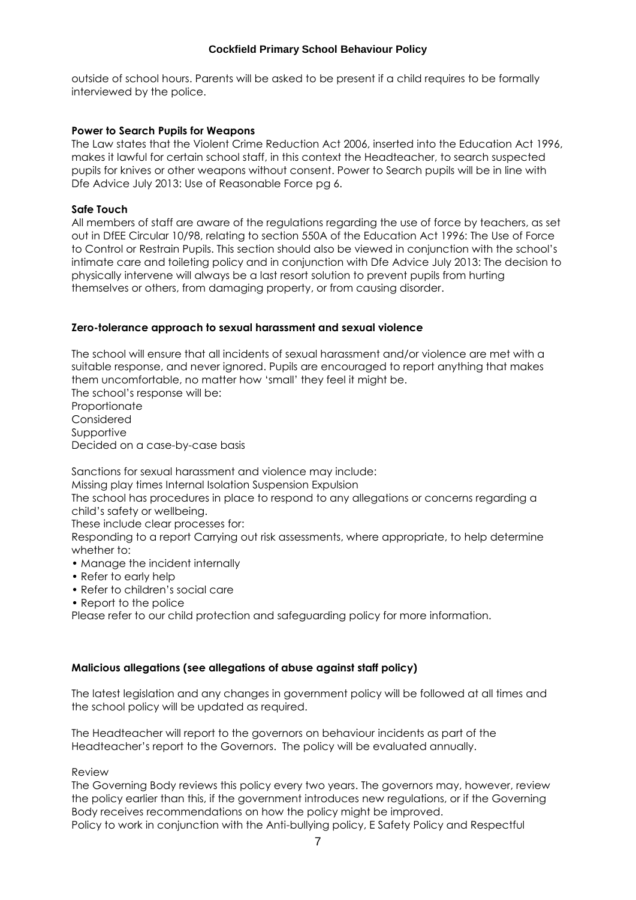outside of school hours. Parents will be asked to be present if a child requires to be formally interviewed by the police.

**Power to Search Pupils for Weapons**

The Law states that the Violent Crime Reduction Act 2006, inserted into the Education Act 1996, makes it lawful for certain school staff, in this context the Headteacher, to search suspected pupils for knives or other weapons without consent. Power to Search pupils will be in line with Dfe Advice July 2013: Use of Reasonable Force pg 6.

**Safe Touch**

All members of staff are aware of the regulations regarding the use of force by teachers, as set out in DfEE Circular 10/98, relating to section 550A of the Education Act 1996: The Use of Force to Control or Restrain Pupils. This section should also be viewed in conjunction with the school's intimate care and toileting policy and in conjunction with Dfe Advice July 2013: The decision to physically intervene will always be a last resort solution to prevent pupils from hurting themselves or others, from damaging property, or from causing disorder.

**Zero-tolerance approach to sexual harassment and sexual violence**

The school will ensure that all incidents of sexual harassment and/or violence are met with a suitable response, and never ignored. Pupils are encouraged to report anything that makes them uncomfortable, no matter how 'small' they feel it might be.
The school's response will be:
Proportionate
Considered
Supportive
Decided on a case-by-case basis

Sanctions for sexual harassment and violence may include:
Missing play times Internal Isolation Suspension Expulsion
The school has procedures in place to respond to any allegations or concerns regarding a child's safety or wellbeing.
These include clear processes for:
Responding to a report Carrying out risk assessments, where appropriate, to help determine whether to:

- Manage the incident internally
- Refer to early help
- Refer to children's social care
- Report to the police

Please refer to our child protection and safeguarding policy for more information.

**Malicious allegations (see allegations of abuse against staff policy)**

The latest legislation and any changes in government policy will be followed at all times and the school policy will be updated as required.

The Headteacher will report to the governors on behaviour incidents as part of the Headteacher's report to the Governors. The policy will be evaluated annually.

Review
The Governing Body reviews this policy every two years. The governors may, however, review the policy earlier than this, if the government introduces new regulations, or if the Governing Body receives recommendations on how the policy might be improved.
Policy to work in conjunction with the Anti-bullying policy, E Safety Policy and Respectful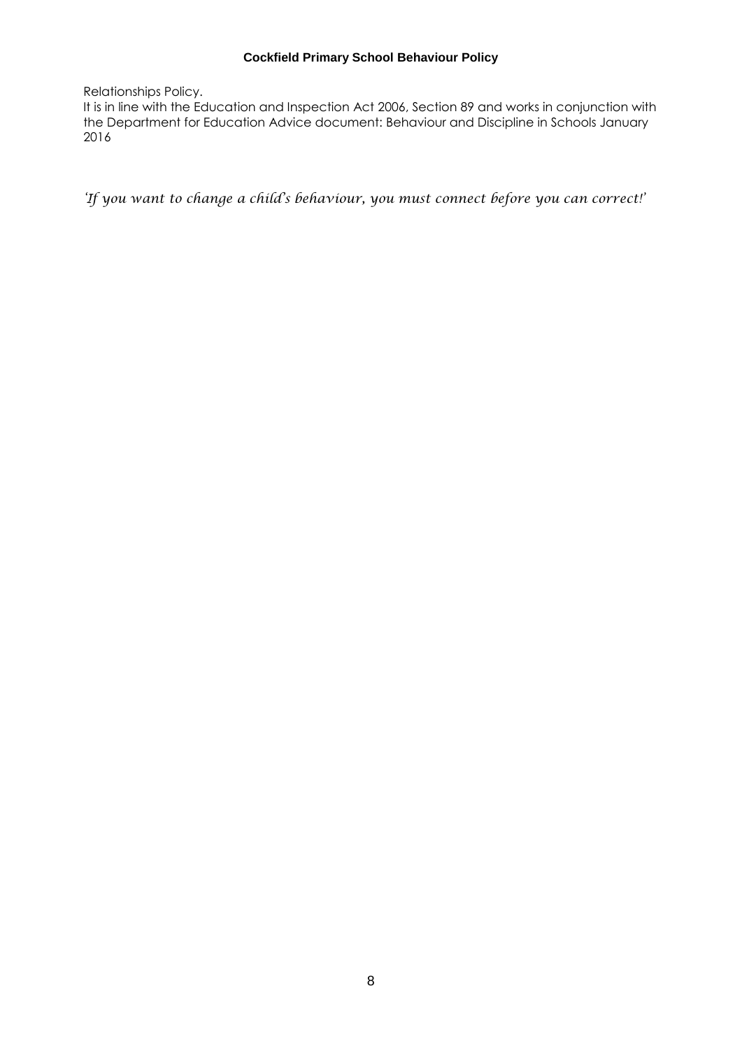Relationships Policy.
It is in line with the Education and Inspection Act 2006, Section 89 and works in conjunction with the Department for Education Advice document: Behaviour and Discipline in Schools January 2016

*'If you want to change a child's behaviour, you must connect before you can correct!'*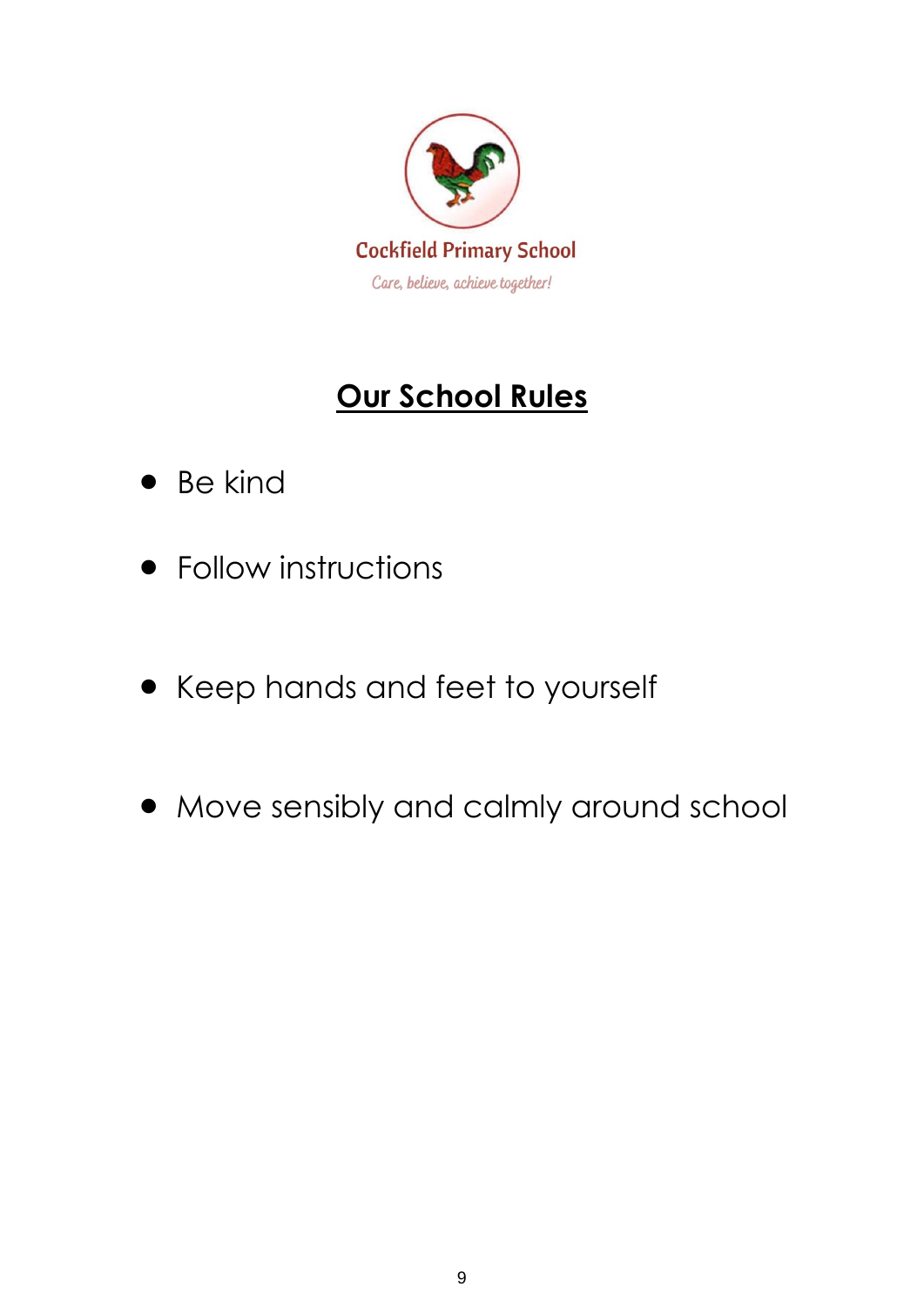Cockfield Primary School

*Care, believe, achieve together!*

# Our School Rules

- Be kind
- Follow instructions
- Keep hands and feet to yourself
- Move sensibly and calmly around school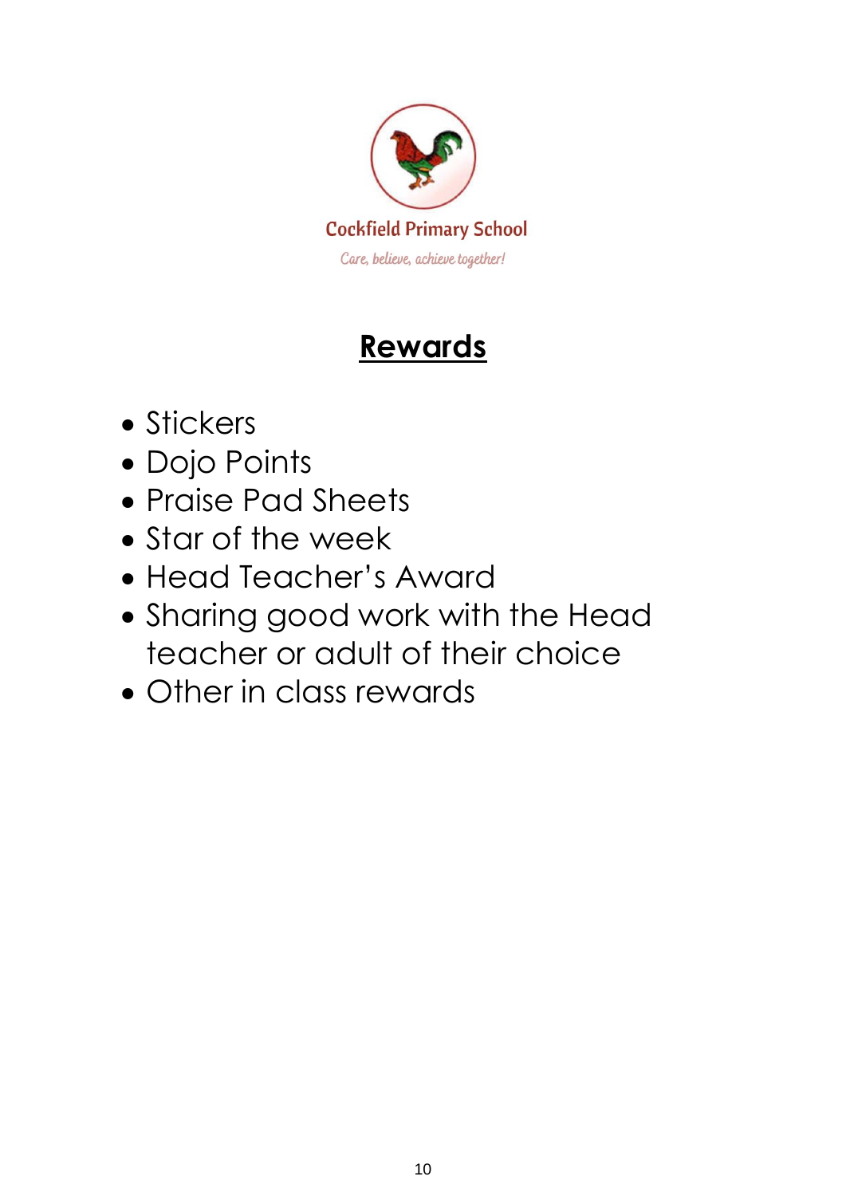Cockfield Primary School

*Care, believe, achieve together!*

# Rewards

- Stickers
- Dojo Points
- Praise Pad Sheets
- Star of the week
- Head Teacher's Award
- Sharing good work with the Head teacher or adult of their choice
- Other in class rewards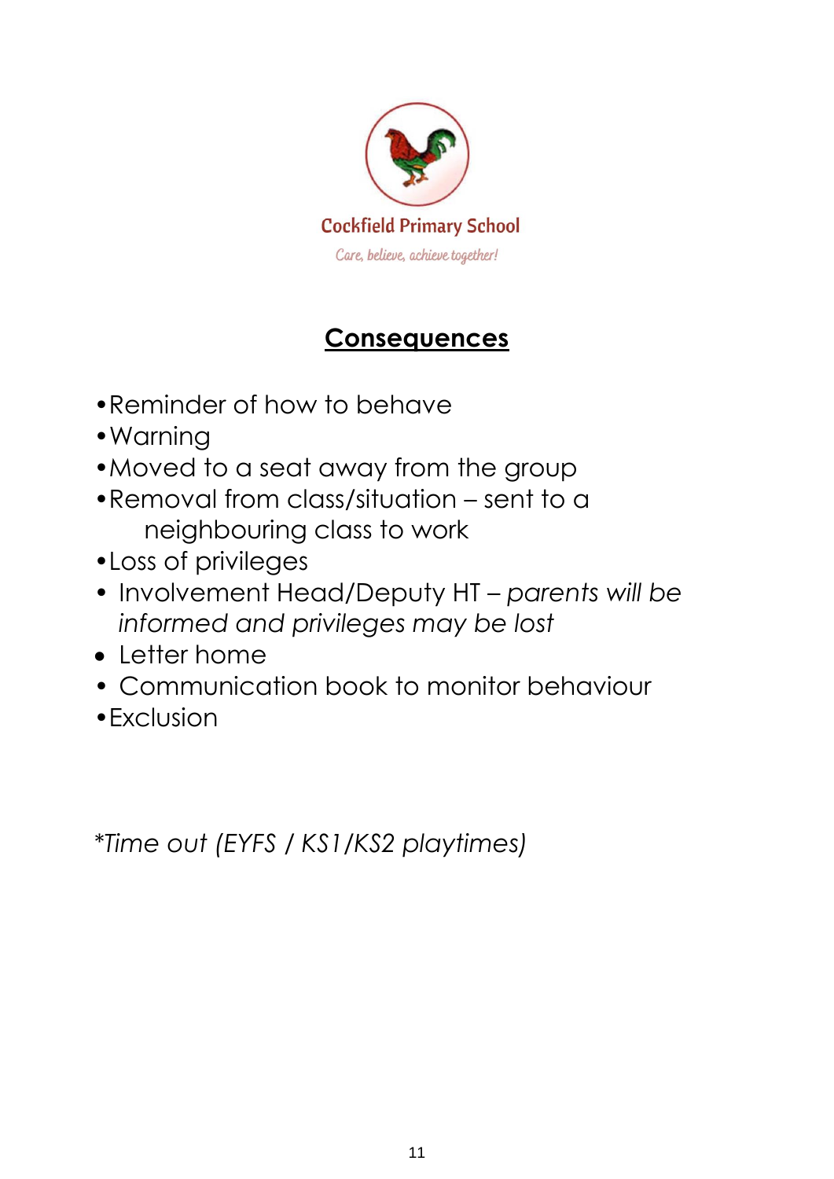Cockfield Primary School

*Care, believe, achieve together!*

## Consequences

- Reminder of how to behave
- Warning
- Moved to a seat away from the group
- Removal from class/situation – sent to a neighbouring class to work
- Loss of privileges
- Involvement Head/Deputy HT – *parents will be informed and privileges may be lost*
- Letter home
- Communication book to monitor behaviour
- Exclusion

*\*Time out (EYFS / KS1/KS2 playtimes)*